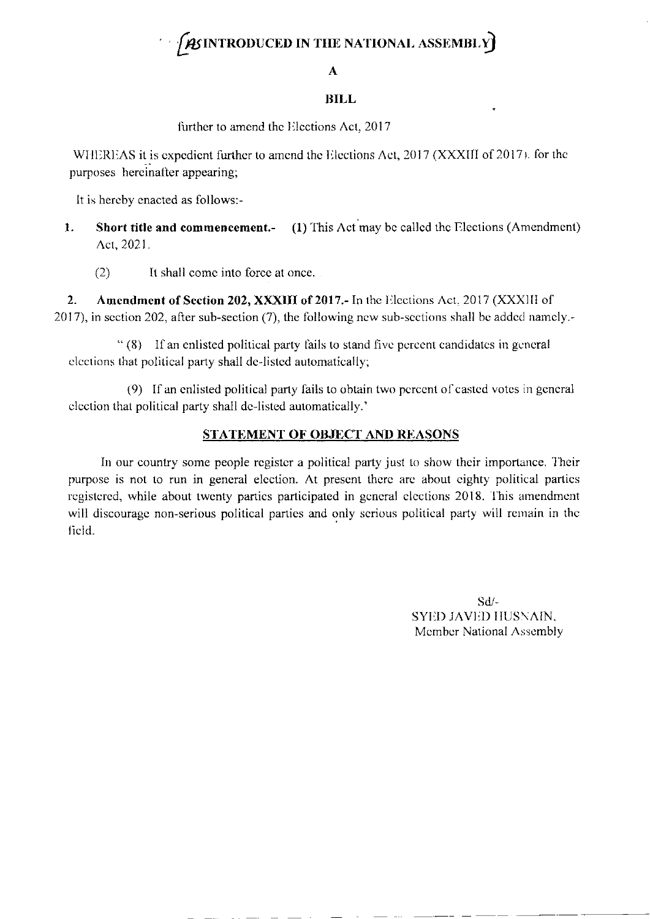# [AS INTRODUCED IN THE NATIONAL ASSEMBLY]

## A

## BILL

further to amend the Elections Act, 2017

WHEREAS it is expedient further to amend the Elections Act, 2017 (XXXIII of 2017), for the purposes hereinafter appearing;

It is hereby enacted as follows:-

1. **Short title and commencement.-** (1) This Act may be called the Elections (Amendment) Act, 2021.

   (2) It shall come into force at once.

2. **Amendment of Section 202, XXXIII of 2017.-** In the Elections Act, 2017 (XXXIII of 2017), in section 202, after sub-section (7), the following new sub-sections shall be added namely.-

   "(8) If an enlisted political party fails to stand five percent candidates in general elections that political party shall de-listed automatically;

   (9) If an enlisted political party fails to obtain two percent of casted votes in general election that political party shall de-listed automatically.'

## STATEMENT OF OBJECT AND REASONS

In our country some people register a political party just to show their importance. Their purpose is not to run in general election. At present there are about eighty political parties registered, while about twenty parties participated in general elections 2018. This amendment will discourage non-serious political parties and only serious political party will remain in the field.

Sd/-
SYED JAVED HUSNAIN,
Member National Assembly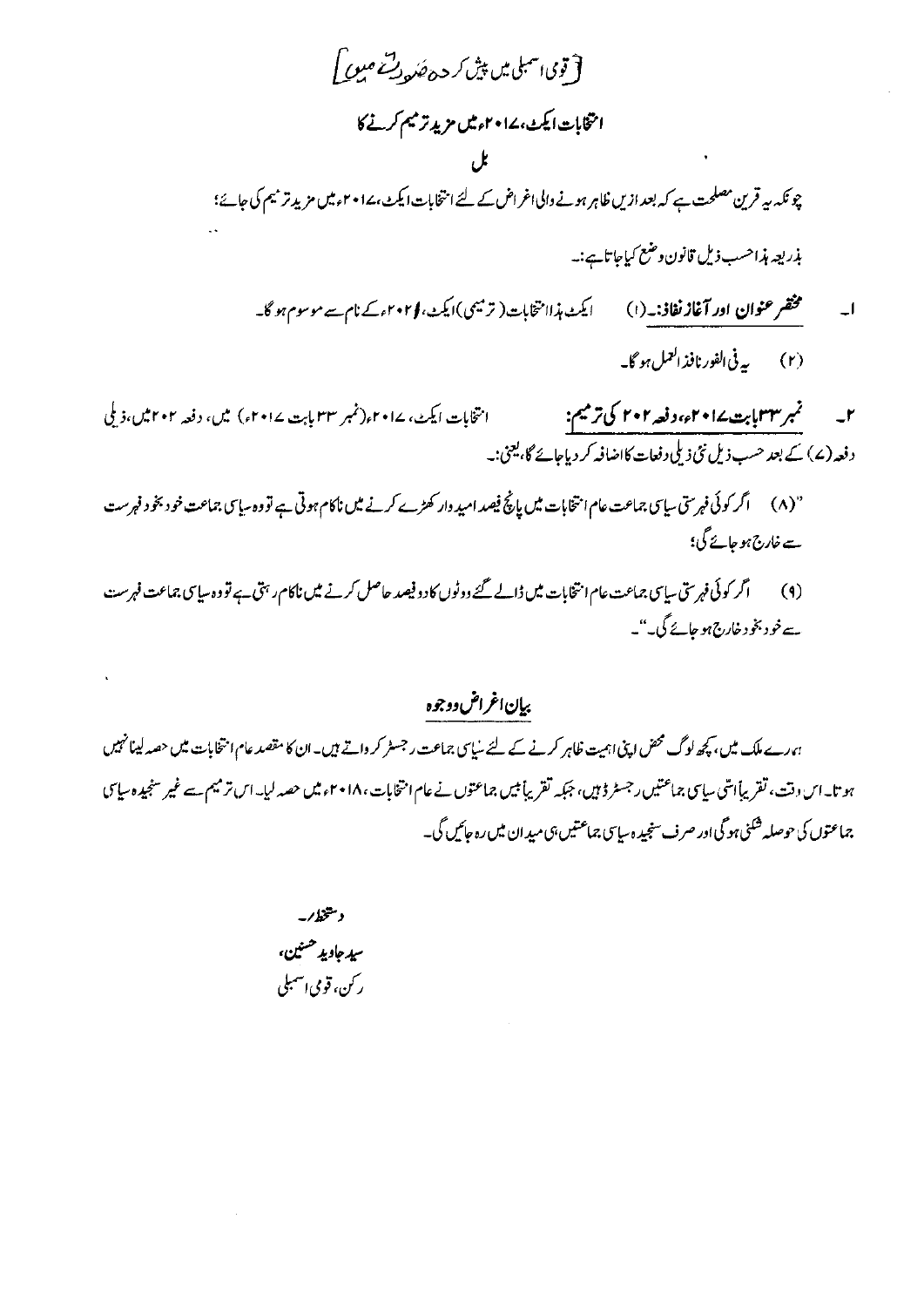[قومی اسمبلی میں پیش کردہ صورت میں]

## انتخابات ایکٹ، ۲۰۱۷ء میں مزید ترمیم کرنے کا

## بل

چونکہ یہ قرین مصلحت ہے کہ بعد ازیں ظاہر ہونے والی اغراض کے لئے انتخابات ایکٹ، ۲۰۱۷ء میں مزید ترمیم کی جائے؛

بذریعہ ہذا حسب ذیل قانون وضع کیا جاتا ہے:۔

۱۔ **مختصر عنوان اور آغاز نفاذ:۔**(۱) ایکٹ ہذا انتخابات (ترمیمی) ایکٹ، ۲۰۲۱ء کے نام سے موسوم ہوگا۔

(۲) یہ فی الفور نافذ العمل ہوگا۔

۲۔ **نمبر ۳۳ بابت ۲۰۱۷ء، دفعہ ۲۰۲ کی ترمیم:** انتخابات ایکٹ، ۲۰۱۷ء (نمبر ۳۳ بابت ۲۰۱۷ء) میں، دفعہ ۲۰۲ میں، ذیلی دفعہ (۷) کے بعد حسب ذیل نئی ذیلی دفعات کا اضافہ کر دیا جائے گا، یعنی:۔

"(۸) اگر کوئی فہرستی سیاسی جماعت عام انتخابات میں پانچ فیصد امیدوار کھڑے کرنے میں ناکام ہوتی ہے تو وہ سیاسی جماعت خود بخود فہرست سے خارج ہو جائے گی؛

(۹) اگر کوئی فہرستی سیاسی جماعت عام انتخابات میں ڈالے گئے ووٹوں کا دو فیصد حاصل کرنے میں ناکام رہتی ہے تو وہ سیاسی جماعت فہرست سے خود بخود خارج ہو جائے گی۔"۔

## بیان اغراض و وجوہ

ہمارے ملک میں، کچھ لوگ محض اپنی اہمیت ظاہر کرنے کے لئے سیاسی جماعت رجسٹر کرواتے ہیں۔ ان کا مقصد عام انتخابات میں حصہ لینا نہیں ہوتا۔ اس وقت، تقریباً اسی سیاسی جماعتیں رجسٹرڈ ہیں، جبکہ تقریباً بیس جماعتوں نے عام انتخابات، ۲۰۱۸ء میں حصہ لیا۔ اس ترمیم سے غیر سنجیدہ سیاسی جماعتوں کی حوصلہ شکنی ہوگی اور صرف سنجیدہ سیاسی جماعتیں ہی میدان میں رہ جائیں گی۔

دستخط/۔
سید جاوید حسنین،
رکن، قومی اسمبلی